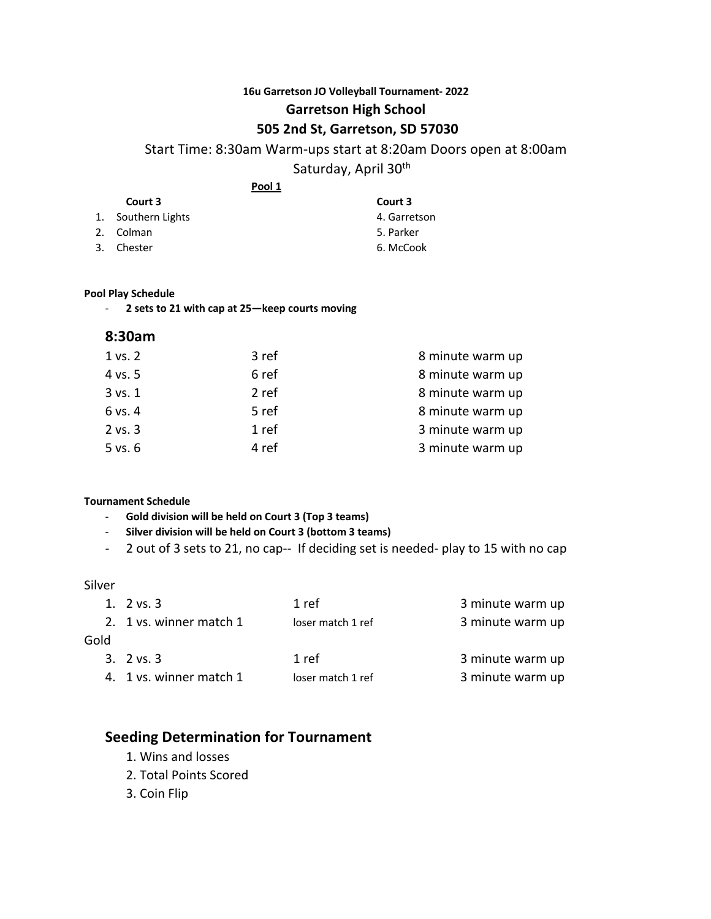**16u Garretson JO Volleyball Tournament- 2022**

**Garretson High School**

**505 2nd St, Garretson, SD 57030**

Start Time: 8:30am Warm-ups start at 8:20am Doors open at 8:00am

Saturday, April 30th

**Pool 1**

| **Court 3** | **Court 3** |
|---|---|
| 1. Southern Lights | 4. Garretson |
| 2. Colman | 5. Parker |
| 3. Chester | 6. McCook |

**Pool Play Schedule**

- **2 sets to 21 with cap at 25—keep courts moving**

## 8:30am

| | | |
|---|---|---|
| 1 vs. 2 | 3 ref | 8 minute warm up |
| 4 vs. 5 | 6 ref | 8 minute warm up |
| 3 vs. 1 | 2 ref | 8 minute warm up |
| 6 vs. 4 | 5 ref | 8 minute warm up |
| 2 vs. 3 | 1 ref | 3 minute warm up |
| 5 vs. 6 | 4 ref | 3 minute warm up |

**Tournament Schedule**

- **Gold division will be held on Court 3 (Top 3 teams)**
- **Silver division will be held on Court 3 (bottom 3 teams)**
- 2 out of 3 sets to 21, no cap-- If deciding set is needed- play to 15 with no cap

Silver

| | | |
|---|---|---|
| 1. 2 vs. 3 | 1 ref | 3 minute warm up |
| 2. 1 vs. winner match 1 | loser match 1 ref | 3 minute warm up |

Gold

| | | |
|---|---|---|
| 3. 2 vs. 3 | 1 ref | 3 minute warm up |
| 4. 1 vs. winner match 1 | loser match 1 ref | 3 minute warm up |

## Seeding Determination for Tournament

1. Wins and losses
2. Total Points Scored
3. Coin Flip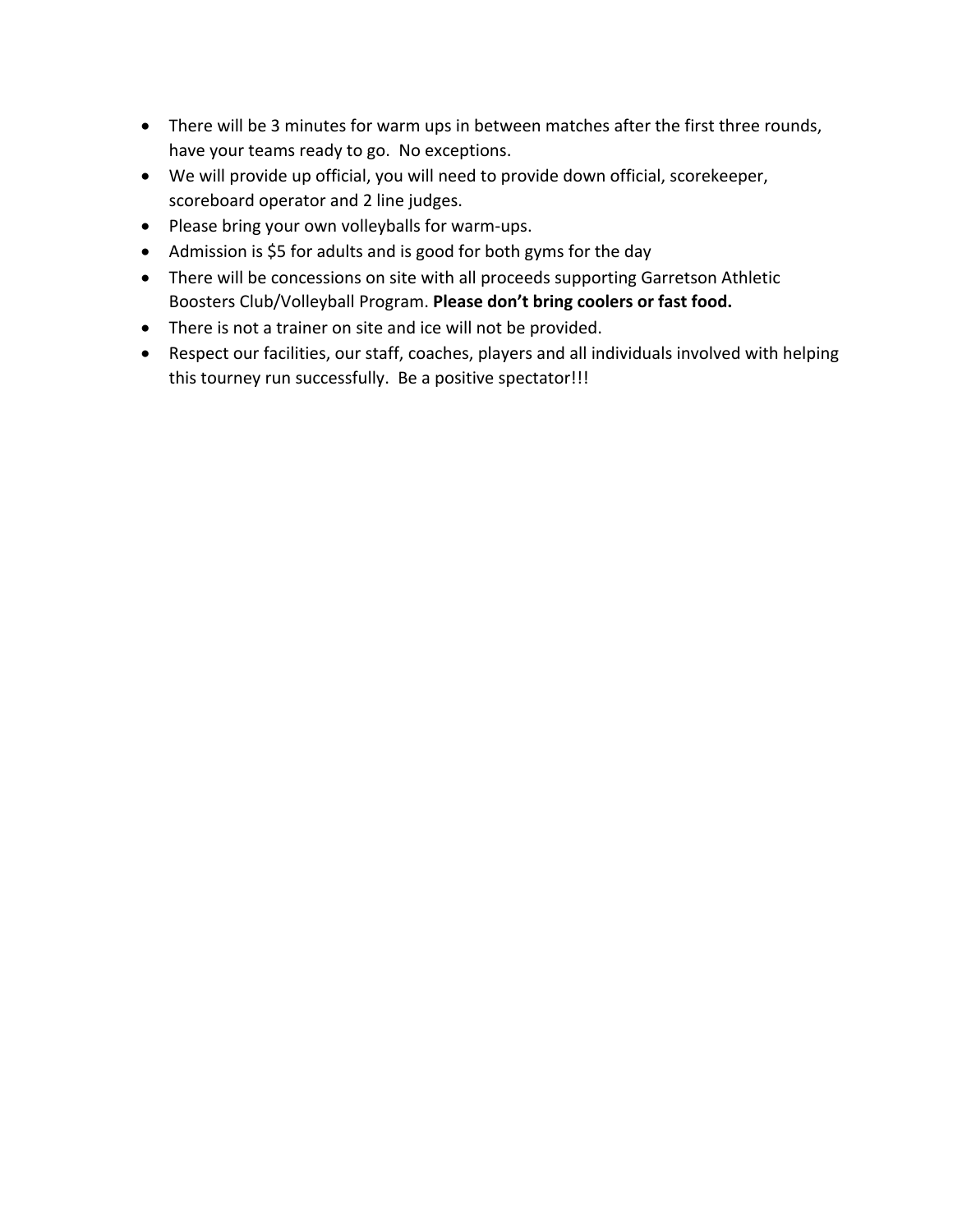- There will be 3 minutes for warm ups in between matches after the first three rounds, have your teams ready to go. No exceptions.
- We will provide up official, you will need to provide down official, scorekeeper, scoreboard operator and 2 line judges.
- Please bring your own volleyballs for warm-ups.
- Admission is $5 for adults and is good for both gyms for the day
- There will be concessions on site with all proceeds supporting Garretson Athletic Boosters Club/Volleyball Program. **Please don't bring coolers or fast food.**
- There is not a trainer on site and ice will not be provided.
- Respect our facilities, our staff, coaches, players and all individuals involved with helping this tourney run successfully. Be a positive spectator!!!